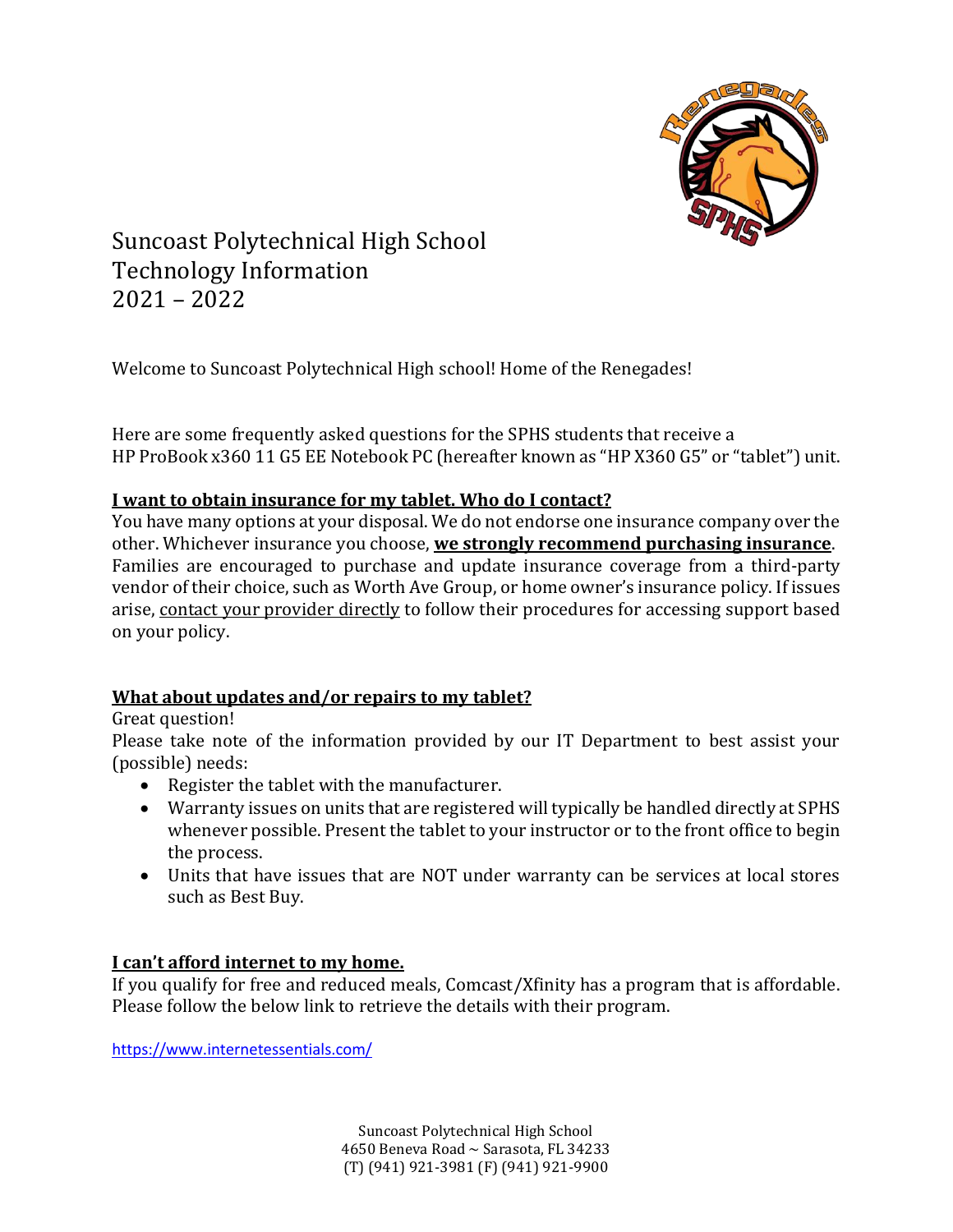# Suncoast Polytechnical High School
# Technology Information
# 2021 – 2022

Welcome to Suncoast Polytechnical High school! Home of the Renegades!

Here are some frequently asked questions for the SPHS students that receive a HP ProBook x360 11 G5 EE Notebook PC (hereafter known as "HP X360 G5" or "tablet") unit.

## I want to obtain insurance for my tablet. Who do I contact?

You have many options at your disposal. We do not endorse one insurance company over the other. Whichever insurance you choose, **we strongly recommend purchasing insurance**. Families are encouraged to purchase and update insurance coverage from a third-party vendor of their choice, such as Worth Ave Group, or home owner's insurance policy. If issues arise, contact your provider directly to follow their procedures for accessing support based on your policy.

## What about updates and/or repairs to my tablet?

Great question!

Please take note of the information provided by our IT Department to best assist your (possible) needs:

- Register the tablet with the manufacturer.
- Warranty issues on units that are registered will typically be handled directly at SPHS whenever possible. Present the tablet to your instructor or to the front office to begin the process.
- Units that have issues that are NOT under warranty can be services at local stores such as Best Buy.

## I can't afford internet to my home.

If you qualify for free and reduced meals, Comcast/Xfinity has a program that is affordable. Please follow the below link to retrieve the details with their program.

https://www.internetessentials.com/

Suncoast Polytechnical High School
4650 Beneva Road ~ Sarasota, FL 34233
(T) (941) 921-3981 (F) (941) 921-9900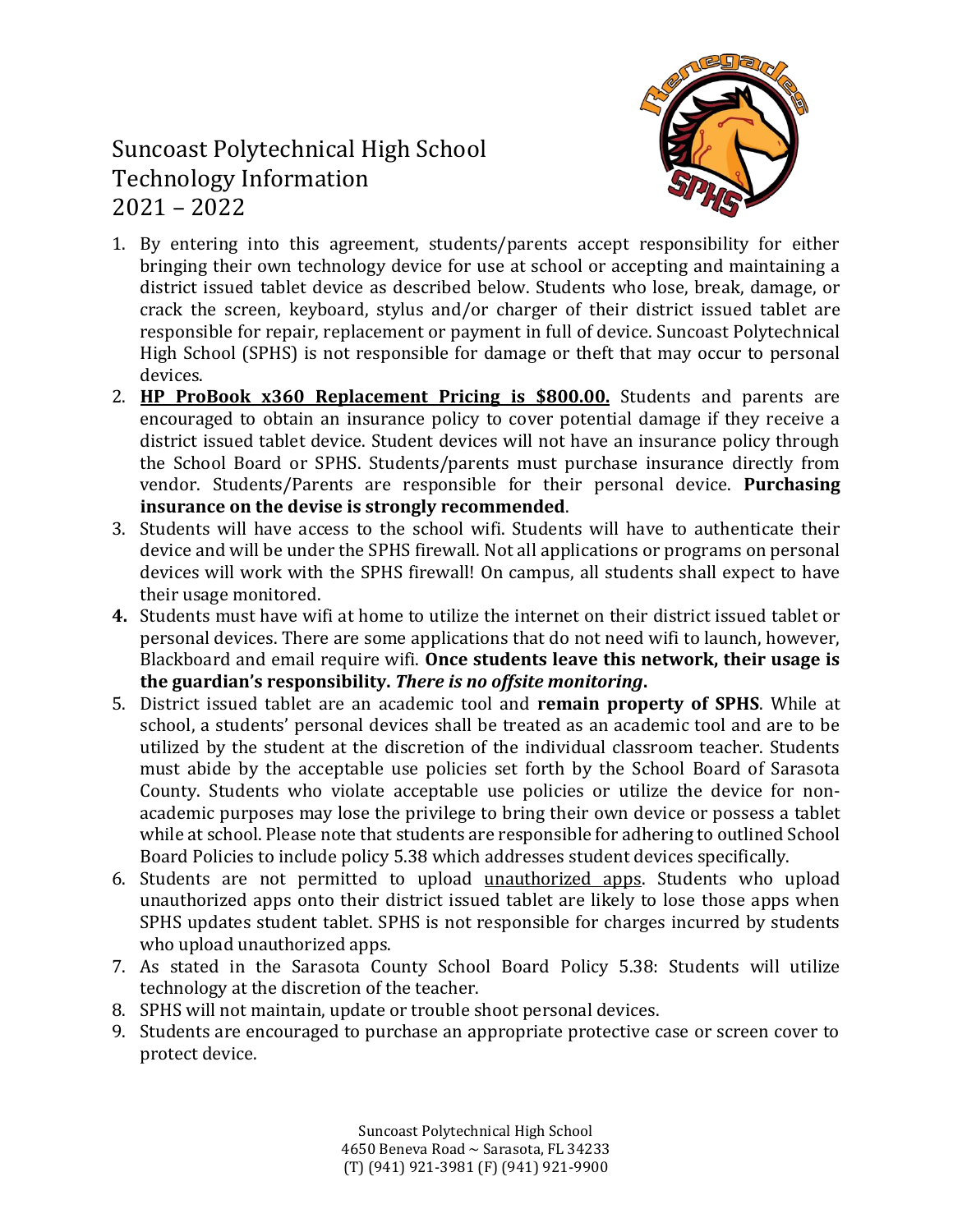# Suncoast Polytechnical High School
# Technology Information
# 2021 – 2022

1. By entering into this agreement, students/parents accept responsibility for either bringing their own technology device for use at school or accepting and maintaining a district issued tablet device as described below. Students who lose, break, damage, or crack the screen, keyboard, stylus and/or charger of their district issued tablet are responsible for repair, replacement or payment in full of device. Suncoast Polytechnical High School (SPHS) is not responsible for damage or theft that may occur to personal devices.
2. **HP ProBook x360 Replacement Pricing is $800.00.** Students and parents are encouraged to obtain an insurance policy to cover potential damage if they receive a district issued tablet device. Student devices will not have an insurance policy through the School Board or SPHS. Students/parents must purchase insurance directly from vendor. Students/Parents are responsible for their personal device. **Purchasing insurance on the devise is strongly recommended**.
3. Students will have access to the school wifi. Students will have to authenticate their device and will be under the SPHS firewall. Not all applications or programs on personal devices will work with the SPHS firewall! On campus, all students shall expect to have their usage monitored.
4. Students must have wifi at home to utilize the internet on their district issued tablet or personal devices. There are some applications that do not need wifi to launch, however, Blackboard and email require wifi. **Once students leave this network, their usage is the guardian's responsibility.** ***There is no offsite monitoring*****.**
5. District issued tablet are an academic tool and **remain property of SPHS**. While at school, a students' personal devices shall be treated as an academic tool and are to be utilized by the student at the discretion of the individual classroom teacher. Students must abide by the acceptable use policies set forth by the School Board of Sarasota County. Students who violate acceptable use policies or utilize the device for non-academic purposes may lose the privilege to bring their own device or possess a tablet while at school. Please note that students are responsible for adhering to outlined School Board Policies to include policy 5.38 which addresses student devices specifically.
6. Students are not permitted to upload unauthorized apps. Students who upload unauthorized apps onto their district issued tablet are likely to lose those apps when SPHS updates student tablet. SPHS is not responsible for charges incurred by students who upload unauthorized apps.
7. As stated in the Sarasota County School Board Policy 5.38: Students will utilize technology at the discretion of the teacher.
8. SPHS will not maintain, update or trouble shoot personal devices.
9. Students are encouraged to purchase an appropriate protective case or screen cover to protect device.

Suncoast Polytechnical High School
4650 Beneva Road ~ Sarasota, FL 34233
(T) (941) 921-3981 (F) (941) 921-9900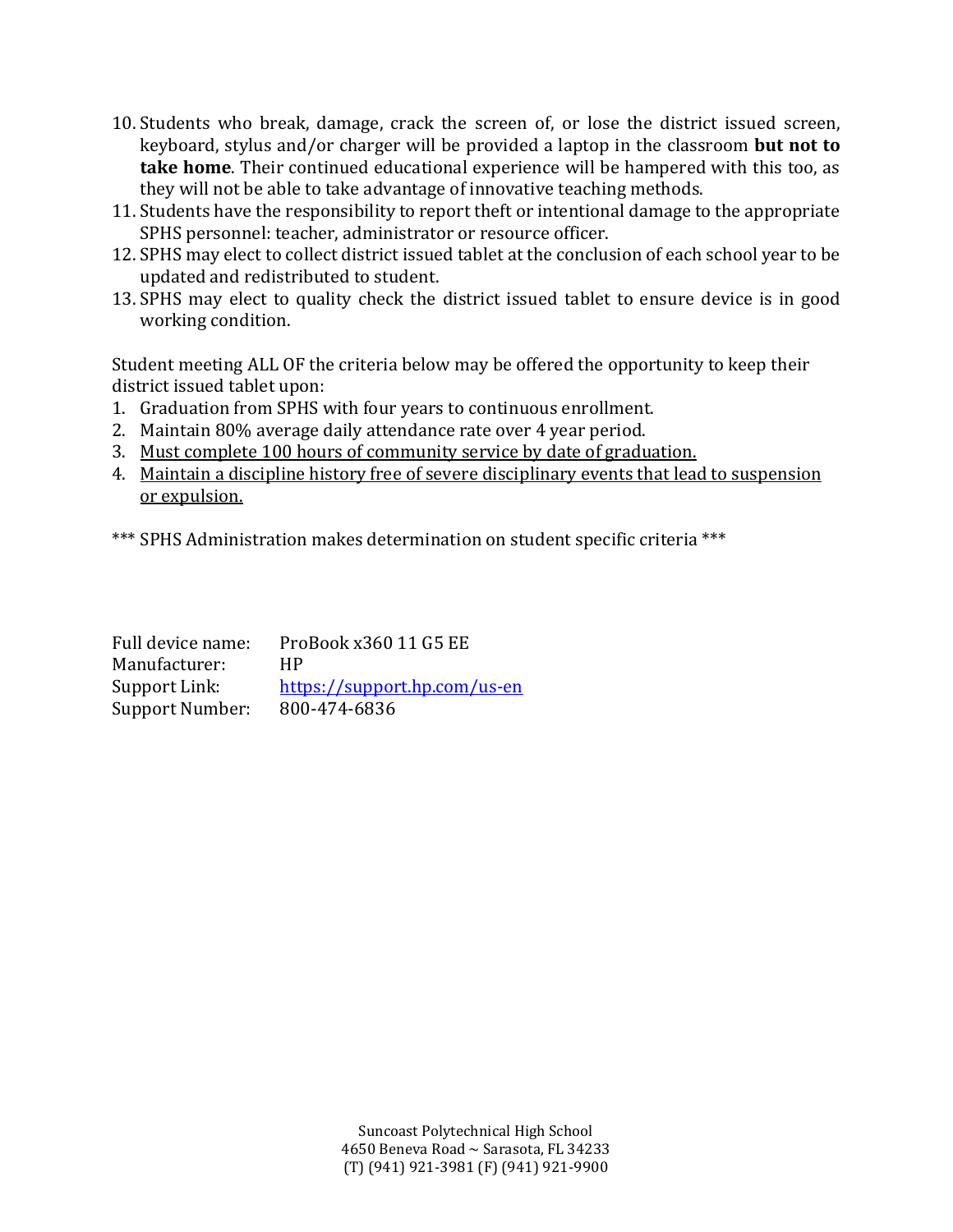10. Students who break, damage, crack the screen of, or lose the district issued screen, keyboard, stylus and/or charger will be provided a laptop in the classroom **but not to take home**. Their continued educational experience will be hampered with this too, as they will not be able to take advantage of innovative teaching methods.
11. Students have the responsibility to report theft or intentional damage to the appropriate SPHS personnel: teacher, administrator or resource officer.
12. SPHS may elect to collect district issued tablet at the conclusion of each school year to be updated and redistributed to student.
13. SPHS may elect to quality check the district issued tablet to ensure device is in good working condition.

Student meeting ALL OF the criteria below may be offered the opportunity to keep their district issued tablet upon:

1. Graduation from SPHS with four years to continuous enrollment.
2. Maintain 80% average daily attendance rate over 4 year period.
3. <u>Must complete 100 hours of community service by date of graduation.</u>
4. <u>Maintain a discipline history free of severe disciplinary events that lead to suspension or expulsion.</u>

*** SPHS Administration makes determination on student specific criteria ***

Full device name: ProBook x360 11 G5 EE
Manufacturer: HP
Support Link: [https://support.hp.com/us-en](https://support.hp.com/us-en)
Support Number: 800-474-6836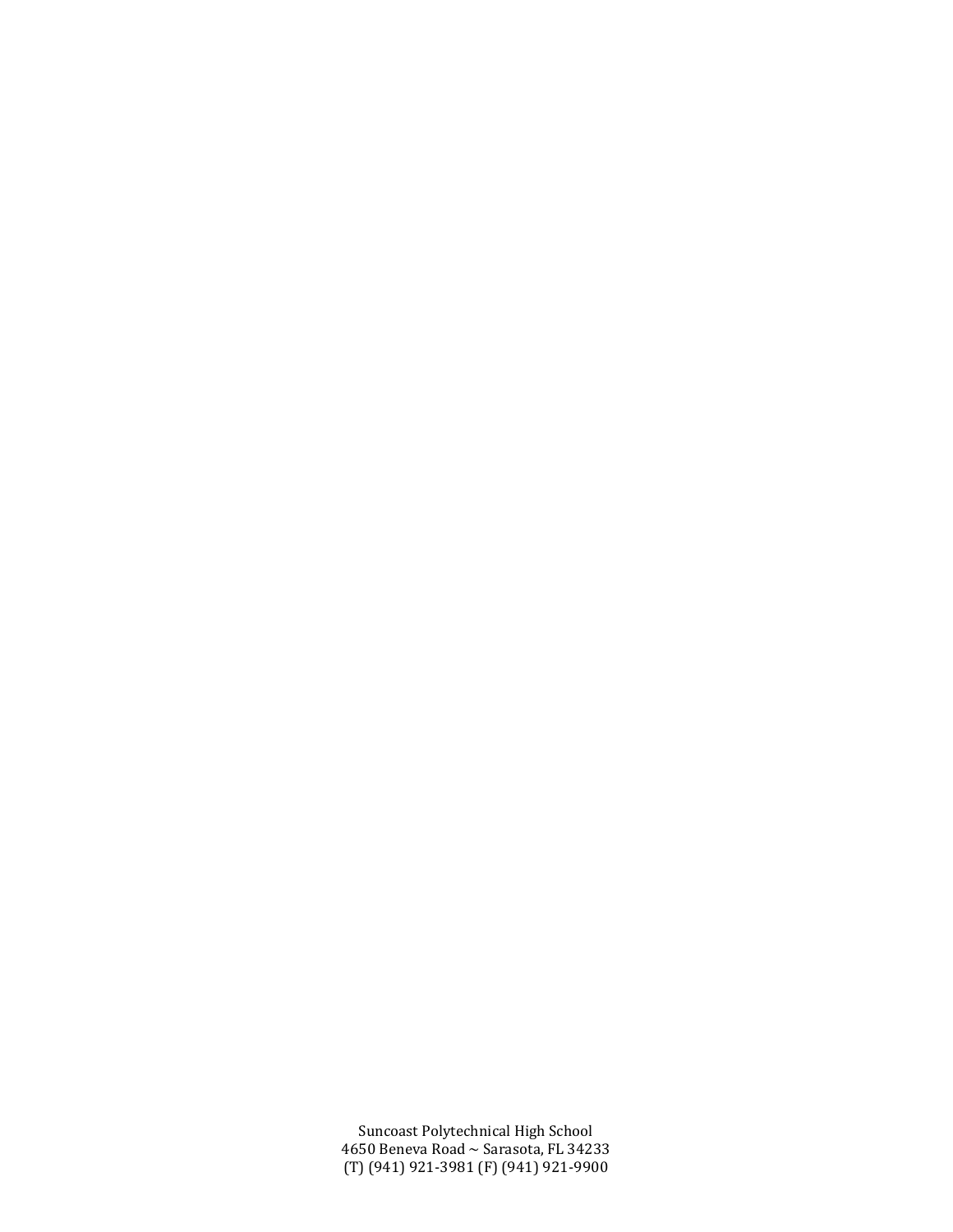Suncoast Polytechnical High School
4650 Beneva Road ~ Sarasota, FL 34233
(T) (941) 921-3981 (F) (941) 921-9900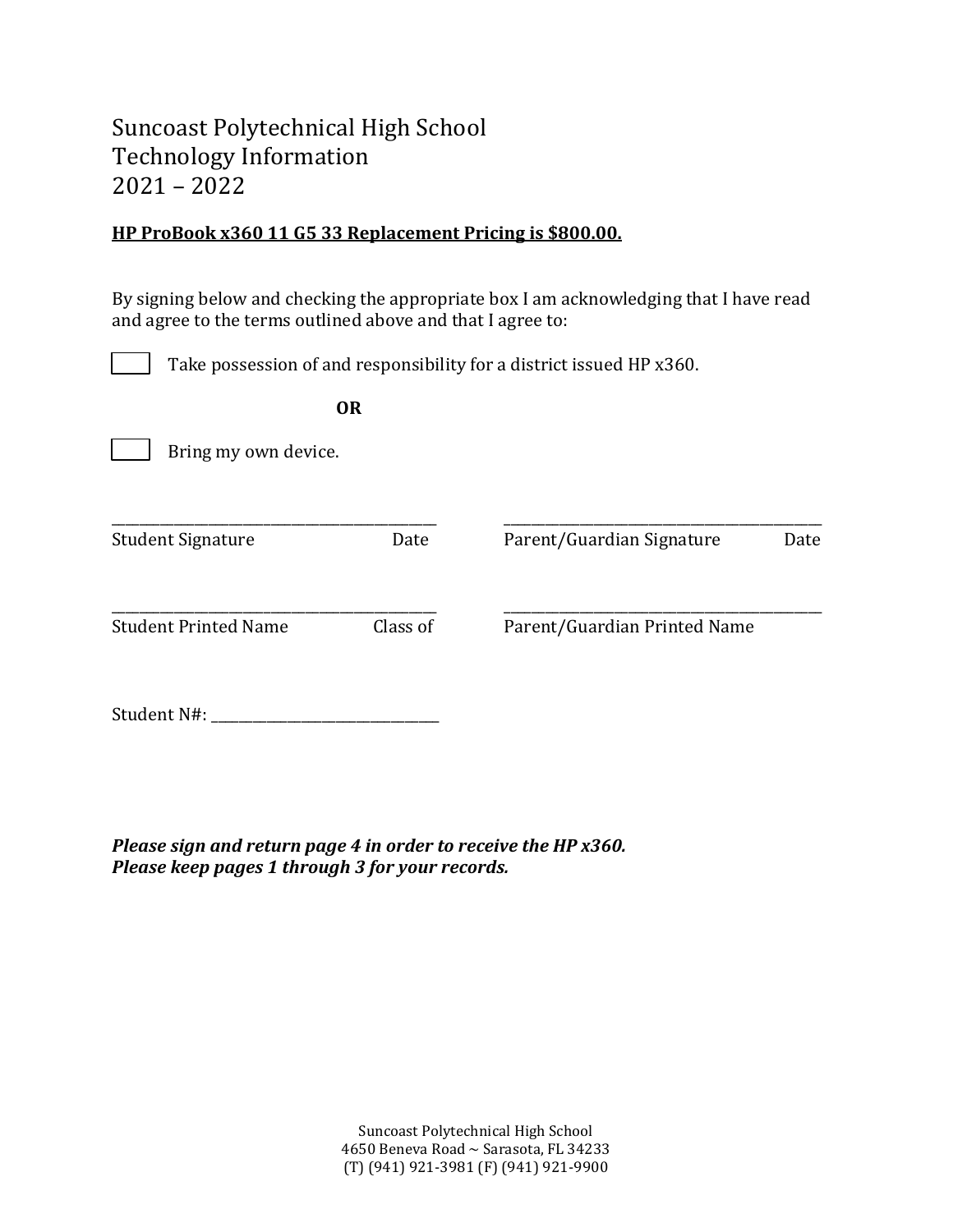# Suncoast Polytechnical High School
# Technology Information
# 2021 – 2022

**HP ProBook x360 11 G5 33 Replacement Pricing is $800.00.**

By signing below and checking the appropriate box I am acknowledging that I have read and agree to the terms outlined above and that I agree to:

☐ Take possession of and responsibility for a district issued HP x360.

**OR**

☐ Bring my own device.

\_\_\_\_\_\_\_\_\_\_\_\_\_\_\_\_\_\_\_\_\_\_\_\_\_\_\_\_\_\_\_\_\_\_\_\_\_\_\_\_\_\_\_\_\_
Student Signature Date

\_\_\_\_\_\_\_\_\_\_\_\_\_\_\_\_\_\_\_\_\_\_\_\_\_\_\_\_\_\_\_\_\_\_\_\_\_\_\_\_\_\_\_\_\_
Parent/Guardian Signature Date

\_\_\_\_\_\_\_\_\_\_\_\_\_\_\_\_\_\_\_\_\_\_\_\_\_\_\_\_\_\_\_\_\_\_\_\_\_\_\_\_\_\_\_\_\_
Student Printed Name Class of

\_\_\_\_\_\_\_\_\_\_\_\_\_\_\_\_\_\_\_\_\_\_\_\_\_\_\_\_\_\_\_\_\_\_\_\_\_\_\_\_\_\_\_\_\_
Parent/Guardian Printed Name

Student N#: \_\_\_\_\_\_\_\_\_\_\_\_\_\_\_\_\_\_\_\_\_\_\_\_\_\_\_\_\_\_\_\_

***Please sign and return page 4 in order to receive the HP x360.***
***Please keep pages 1 through 3 for your records.***

Suncoast Polytechnical High School
4650 Beneva Road ~ Sarasota, FL 34233
(T) (941) 921-3981 (F) (941) 921-9900